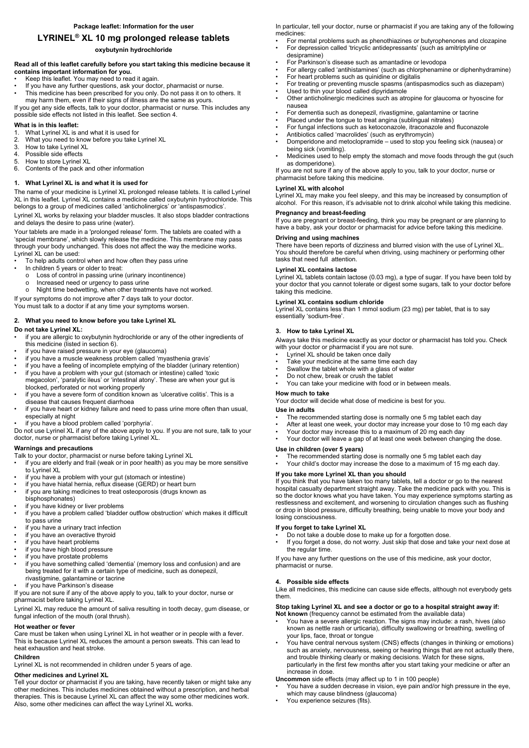Package leaflet: Information for the user

# LYRINEL® XL 10 mg prolonged release tablets

**oxybutynin hydrochloride**

**Read all of this leaflet carefully before you start taking this medicine because it contains important information for you.**

- Keep this leaflet. You may need to read it again.
- If you have any further questions, ask your doctor, pharmacist or nurse.
- This medicine has been prescribed for you only. Do not pass it on to others. It may harm them, even if their signs of illness are the same as yours.

If you get any side effects, talk to your doctor, pharmacist or nurse. This includes any possible side effects not listed in this leaflet. See section 4.

**What is in this leaflet:**

1. What Lyrinel XL is and what it is used for
2. What you need to know before you take Lyrinel XL
3. How to take Lyrinel XL
4. Possible side effects
5. How to store Lyrinel XL
6. Contents of the pack and other information

## 1. What Lyrinel XL is and what it is used for

The name of your medicine is Lyrinel XL prolonged release tablets. It is called Lyrinel XL in this leaflet. Lyrinel XL contains a medicine called oxybutynin hydrochloride. This belongs to a group of medicines called 'anticholinergics' or 'antispasmodics'.

Lyrinel XL works by relaxing your bladder muscles. It also stops bladder contractions and delays the desire to pass urine (water).

Your tablets are made in a 'prolonged release' form. The tablets are coated with a 'special membrane', which slowly release the medicine. This membrane may pass through your body unchanged. This does not affect the way the medicine works.

Lyrinel XL can be used:

- To help adults control when and how often they pass urine
- In children 5 years or older to treat:
  - o Loss of control in passing urine (urinary incontinence)
  - o Increased need or urgency to pass urine
  - o Night time bedwetting, when other treatments have not worked.

If your symptoms do not improve after 7 days talk to your doctor.
You must talk to a doctor if at any time your symptoms worsen.

## 2. What you need to know before you take Lyrinel XL

**Do not take Lyrinel XL:**

- if you are allergic to oxybutynin hydrochloride or any of the other ingredients of this medicine (listed in section 6).
- if you have raised pressure in your eye (glaucoma)
- if you have a muscle weakness problem called 'myasthenia gravis'
- if you have a feeling of incomplete emptying of the bladder (urinary retention)
- if you have a problem with your gut (stomach or intestine) called 'toxic megacolon', 'paralytic ileus' or 'intestinal atony'. These are when your gut is blocked, perforated or not working properly
- if you have a severe form of condition known as 'ulcerative colitis'. This is a disease that causes frequent diarrhoea
- if you have heart or kidney failure and need to pass urine more often than usual, especially at night
- if you have a blood problem called 'porphyria'.

Do not use Lyrinel XL if any of the above apply to you. If you are not sure, talk to your doctor, nurse or pharmacist before taking Lyrinel XL.

**Warnings and precautions**

Talk to your doctor, pharmacist or nurse before taking Lyrinel XL

- if you are elderly and frail (weak or in poor health) as you may be more sensitive to Lyrinel XL
- if you have a problem with your gut (stomach or intestine)
- if you have hiatal hernia, reflux disease (GERD) or heart burn
- if you are taking medicines to treat osteoporosis (drugs known as bisphosphonates)
- if you have kidney or liver problems
- if you have a problem called 'bladder outflow obstruction' which makes it difficult to pass urine
- if you have a urinary tract infection
- if you have an overactive thyroid
- if you have heart problems
- if you have high blood pressure
- if you have prostate problems
- if you have something called 'dementia' (memory loss and confusion) and are being treated for it with a certain type of medicine, such as donepezil, rivastigmine, galantamine or tacrine
- if you have Parkinson's disease

If you are not sure if any of the above apply to you, talk to your doctor, nurse or pharmacist before taking Lyrinel XL.

Lyrinel XL may reduce the amount of saliva resulting in tooth decay, gum disease, or fungal infection of the mouth (oral thrush).

**Hot weather or fever**

Care must be taken when using Lyrinel XL in hot weather or in people with a fever. This is because Lyrinel XL reduces the amount a person sweats. This can lead to heat exhaustion and heat stroke.

**Children**

Lyrinel XL is not recommended in children under 5 years of age.

**Other medicines and Lyrinel XL**

Tell your doctor or pharmacist if you are taking, have recently taken or might take any other medicines. This includes medicines obtained without a prescription, and herbal therapies. This is because Lyrinel XL can affect the way some other medicines work. Also, some other medicines can affect the way Lyrinel XL works.

In particular, tell your doctor, nurse or pharmacist if you are taking any of the following medicines:

- For mental problems such as phenothiazines or butyrophenones and clozapine
- For depression called 'tricyclic antidepressants' (such as amitriptyline or desipramine)
- For Parkinson's disease such as amantadine or levodopa
- For allergy called 'antihistamines' (such as chlorphenamine or diphenhydramine)
- For heart problems such as quinidine or digitalis
- For treating or preventing muscle spasms (antispasmodics such as diazepam)
- Used to thin your blood called dipyridamole
- Other anticholinergic medicines such as atropine for glaucoma or hyoscine for nausea
- For dementia such as donepezil, rivastigmine, galantamine or tacrine
- Placed under the tongue to treat angina (sublingual nitrates)
- For fungal infections such as ketoconazole, itraconazole and fluconazole
- Antibiotics called 'macrolides' (such as erythromycin)
- Domperidone and metoclopramide – used to stop you feeling sick (nausea) or being sick (vomiting).
- Medicines used to help empty the stomach and move foods through the gut (such as domperidone).

If you are not sure if any of the above apply to you, talk to your doctor, nurse or pharmacist before taking this medicine.

**Lyrinel XL with alcohol**

Lyrinel XL may make you feel sleepy, and this may be increased by consumption of alcohol. For this reason, it's advisable not to drink alcohol while taking this medicine.

**Pregnancy and breast-feeding**

If you are pregnant or breast-feeding, think you may be pregnant or are planning to have a baby, ask your doctor or pharmacist for advice before taking this medicine.

**Driving and using machines**

There have been reports of dizziness and blurred vision with the use of Lyrinel XL. You should therefore be careful when driving, using machinery or performing other tasks that need full attention.

**Lyrinel XL contains lactose**

Lyrinel XL tablets contain lactose (0.03 mg), a type of sugar. If you have been told by your doctor that you cannot tolerate or digest some sugars, talk to your doctor before taking this medicine.

**Lyrinel XL contains sodium chloride**

Lyrinel XL contains less than 1 mmol sodium (23 mg) per tablet, that is to say essentially 'sodium-free'.

## 3. How to take Lyrinel XL

Always take this medicine exactly as your doctor or pharmacist has told you. Check with your doctor or pharmacist if you are not sure.

- Lyrinel XL should be taken once daily
- Take your medicine at the same time each day
- Swallow the tablet whole with a glass of water
- Do not chew, break or crush the tablet
- You can take your medicine with food or in between meals.

**How much to take**

Your doctor will decide what dose of medicine is best for you.

**Use in adults**

- The recommended starting dose is normally one 5 mg tablet each day
- After at least one week, your doctor may increase your dose to 10 mg each day
- Your doctor may increase this to a maximum of 20 mg each day
- Your doctor will leave a gap of at least one week between changing the dose.

**Use in children (over 5 years)**

- The recommended starting dose is normally one 5 mg tablet each day
- Your child's doctor may increase the dose to a maximum of 15 mg each day.

**If you take more Lyrinel XL than you should**

If you think that you have taken too many tablets, tell a doctor or go to the nearest hospital casualty department straight away. Take the medicine pack with you. This is so the doctor knows what you have taken. You may experience symptoms starting as restlessness and excitement, and worsening to circulation changes such as flushing or drop in blood pressure, difficulty breathing, being unable to move your body and losing consciousness.

**If you forget to take Lyrinel XL**

- Do not take a double dose to make up for a forgotten dose.
- If you forget a dose, do not worry. Just skip that dose and take your next dose at the regular time.

If you have any further questions on the use of this medicine, ask your doctor, pharmacist or nurse.

## 4. Possible side effects

Like all medicines, this medicine can cause side effects, although not everybody gets them.

**Stop taking Lyrinel XL and see a doctor or go to a hospital straight away if:**
**Not known** (frequency cannot be estimated from the available data)

- You have a severe allergic reaction. The signs may include: a rash, hives (also known as nettle rash or urticaria), difficulty swallowing or breathing, swelling of your lips, face, throat or tongue
- You have central nervous system (CNS) effects (changes in thinking or emotions) such as anxiety, nervousness, seeing or hearing things that are not actually there, and trouble thinking clearly or making decisions. Watch for these signs, particularly in the first few months after you start taking your medicine or after an increase in dose.

**Uncommon** side effects (may affect up to 1 in 100 people)

- You have a sudden decrease in vision, eye pain and/or high pressure in the eye, which may cause blindness (glaucoma)
- You experience seizures (fits).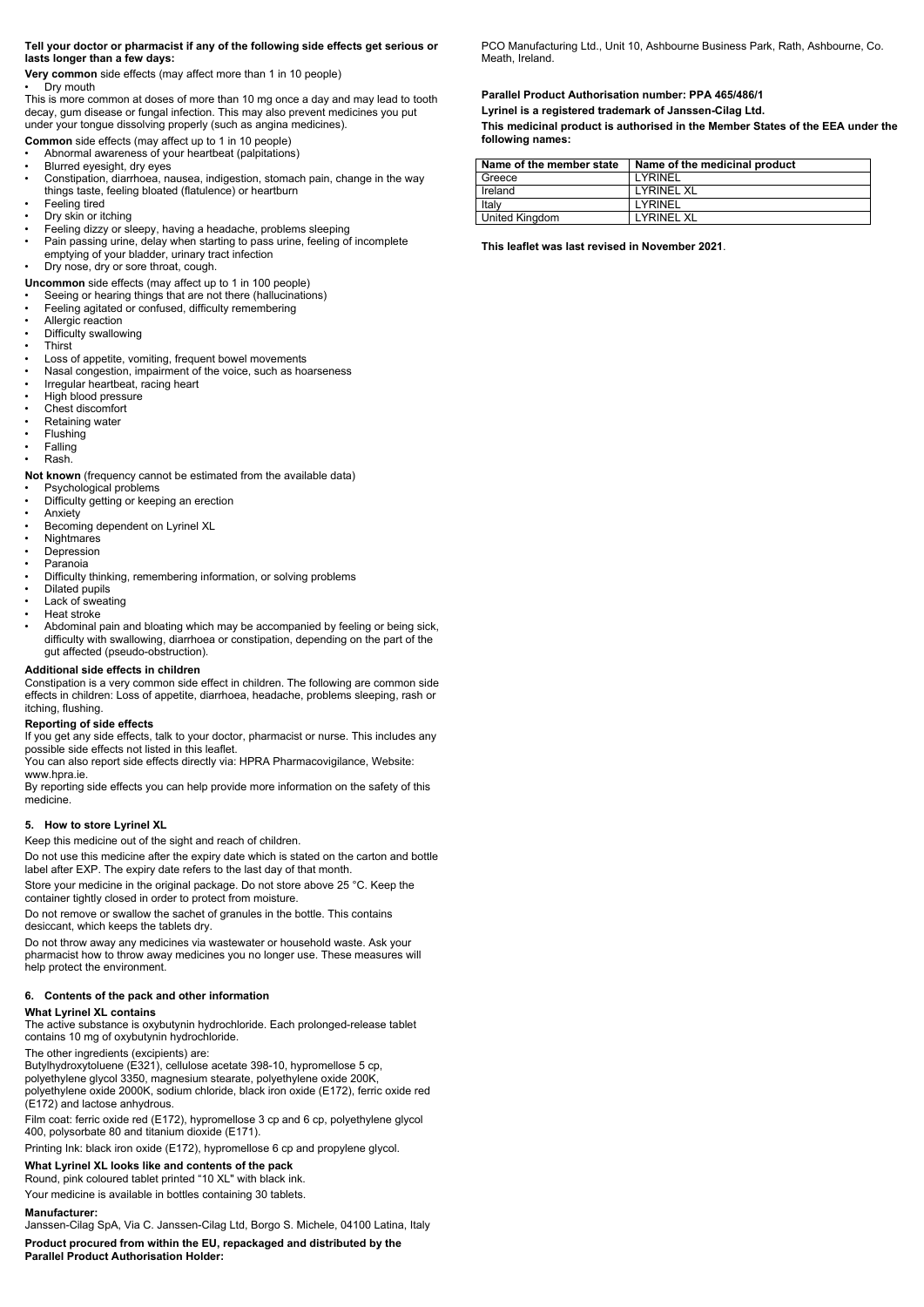**Tell your doctor or pharmacist if any of the following side effects get serious or lasts longer than a few days:**

**Very common** side effects (may affect more than 1 in 10 people)

- Dry mouth

This is more common at doses of more than 10 mg once a day and may lead to tooth decay, gum disease or fungal infection. This may also prevent medicines you put under your tongue dissolving properly (such as angina medicines).

**Common** side effects (may affect up to 1 in 10 people)

- Abnormal awareness of your heartbeat (palpitations)
- Blurred eyesight, dry eyes
- Constipation, diarrhoea, nausea, indigestion, stomach pain, change in the way things taste, feeling bloated (flatulence) or heartburn
- Feeling tired
- Dry skin or itching
- Feeling dizzy or sleepy, having a headache, problems sleeping
- Pain passing urine, delay when starting to pass urine, feeling of incomplete emptying of your bladder, urinary tract infection
- Dry nose, dry or sore throat, cough.

**Uncommon** side effects (may affect up to 1 in 100 people)

- Seeing or hearing things that are not there (hallucinations)
- Feeling agitated or confused, difficulty remembering
- Allergic reaction
- Difficulty swallowing
- Thirst
- Loss of appetite, vomiting, frequent bowel movements
- Nasal congestion, impairment of the voice, such as hoarseness
- Irregular heartbeat, racing heart
- High blood pressure
- Chest discomfort
- Retaining water
- Flushing
- Falling
- Rash.

**Not known** (frequency cannot be estimated from the available data)

- Psychological problems
- Difficulty getting or keeping an erection
- Anxiety
- Becoming dependent on Lyrinel XL
- Nightmares
- Depression
- Paranoia
- Difficulty thinking, remembering information, or solving problems
- Dilated pupils
- Lack of sweating
- Heat stroke
- Abdominal pain and bloating which may be accompanied by feeling or being sick, difficulty with swallowing, diarrhoea or constipation, depending on the part of the gut affected (pseudo-obstruction).

**Additional side effects in children**

Constipation is a very common side effect in children. The following are common side effects in children: Loss of appetite, diarrhoea, headache, problems sleeping, rash or itching, flushing.

**Reporting of side effects**

If you get any side effects, talk to your doctor, pharmacist or nurse. This includes any possible side effects not listed in this leaflet.

You can also report side effects directly via: HPRA Pharmacovigilance, Website: www.hpra.ie.

By reporting side effects you can help provide more information on the safety of this medicine.

## 5. How to store Lyrinel XL

Keep this medicine out of the sight and reach of children.

Do not use this medicine after the expiry date which is stated on the carton and bottle label after EXP. The expiry date refers to the last day of that month.

Store your medicine in the original package. Do not store above 25 °C. Keep the container tightly closed in order to protect from moisture.

Do not remove or swallow the sachet of granules in the bottle. This contains desiccant, which keeps the tablets dry.

Do not throw away any medicines via wastewater or household waste. Ask your pharmacist how to throw away medicines you no longer use. These measures will help protect the environment.

## 6. Contents of the pack and other information

**What Lyrinel XL contains**

The active substance is oxybutynin hydrochloride. Each prolonged-release tablet contains 10 mg of oxybutynin hydrochloride.

The other ingredients (excipients) are:

Butylhydroxytoluene (E321), cellulose acetate 398-10, hypromellose 5 cp, polyethylene glycol 3350, magnesium stearate, polyethylene oxide 200K, polyethylene oxide 2000K, sodium chloride, black iron oxide (E172), ferric oxide red (E172) and lactose anhydrous.

Film coat: ferric oxide red (E172), hypromellose 3 cp and 6 cp, polyethylene glycol 400, polysorbate 80 and titanium dioxide (E171).

Printing Ink: black iron oxide (E172), hypromellose 6 cp and propylene glycol.

**What Lyrinel XL looks like and contents of the pack**

Round, pink coloured tablet printed "10 XL" with black ink.

Your medicine is available in bottles containing 30 tablets.

**Manufacturer:**

Janssen-Cilag SpA, Via C. Janssen-Cilag Ltd, Borgo S. Michele, 04100 Latina, Italy

**Product procured from within the EU, repackaged and distributed by the Parallel Product Authorisation Holder:**

PCO Manufacturing Ltd., Unit 10, Ashbourne Business Park, Rath, Ashbourne, Co. Meath, Ireland.

**Parallel Product Authorisation number: PPA 465/486/1**

**Lyrinel is a registered trademark of Janssen-Cilag Ltd.**

**This medicinal product is authorised in the Member States of the EEA under the following names:**

| Name of the member state | Name of the medicinal product |
|---|---|
| Greece | LYRINEL |
| Ireland | LYRINEL XL |
| Italy | LYRINEL |
| United Kingdom | LYRINEL XL |

**This leaflet was last revised in November 2021**.